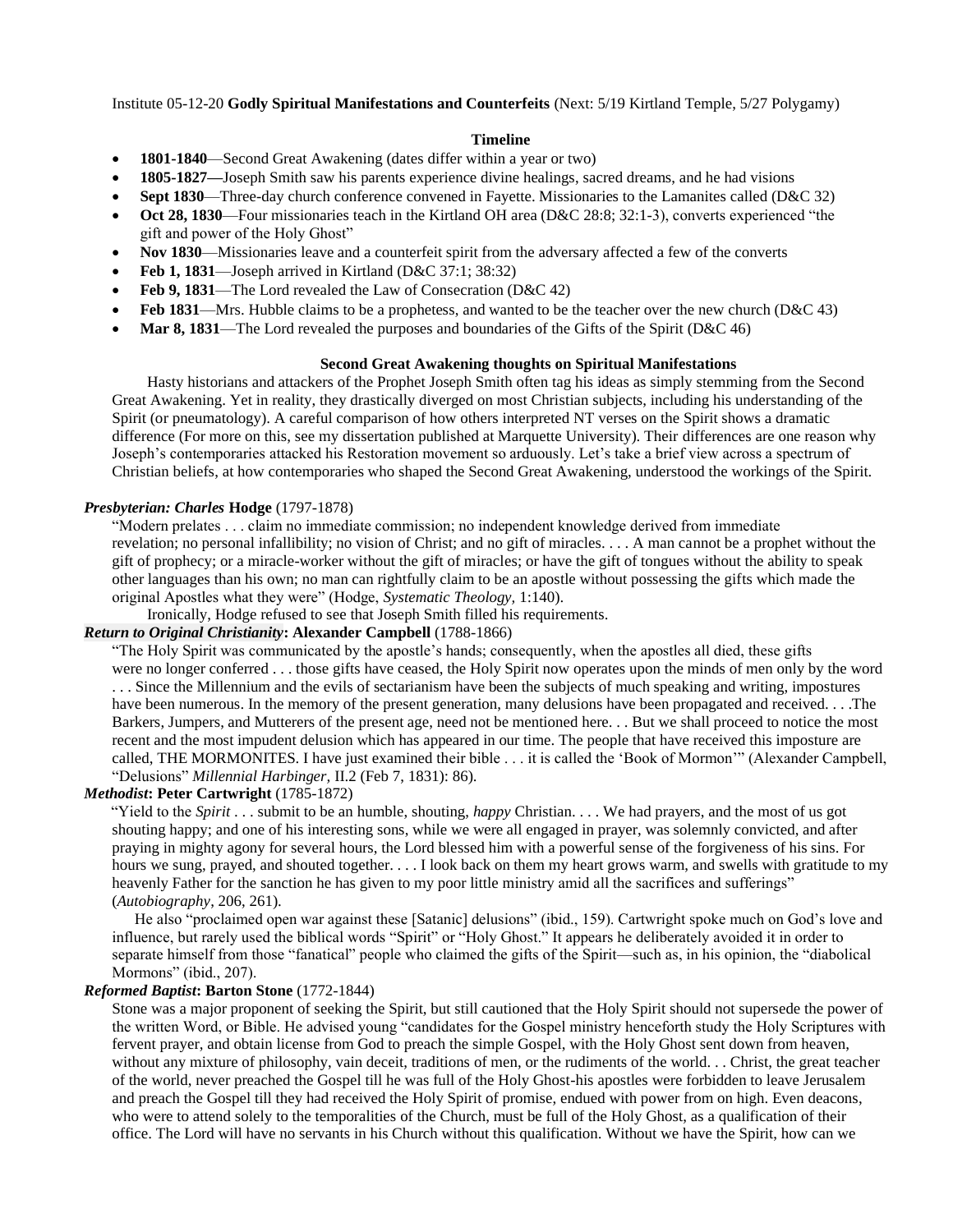Institute 05-12-20 **Godly Spiritual Manifestations and Counterfeits** (Next: 5/19 Kirtland Temple, 5/27 Polygamy)

### Timeline

- **1801-1840**—Second Great Awakening (dates differ within a year or two)
- **1805-1827—**Joseph Smith saw his parents experience divine healings, sacred dreams, and he had visions
- **Sept 1830**—Three-day church conference convened in Fayette. Missionaries to the Lamanites called (D&C 32)
- **Oct 28, 1830**—Four missionaries teach in the Kirtland OH area (D&C 28:8; 32:1-3), converts experienced "the gift and power of the Holy Ghost"
- **Nov 1830**—Missionaries leave and a counterfeit spirit from the adversary affected a few of the converts
- **Feb 1, 1831**—Joseph arrived in Kirtland (D&C 37:1; 38:32)
- **Feb 9, 1831**—The Lord revealed the Law of Consecration (D&C 42)
- **Feb 1831**—Mrs. Hubble claims to be a prophetess, and wanted to be the teacher over the new church (D&C 43)
- **Mar 8, 1831**—The Lord revealed the purposes and boundaries of the Gifts of the Spirit (D&C 46)

### Second Great Awakening thoughts on Spiritual Manifestations

Hasty historians and attackers of the Prophet Joseph Smith often tag his ideas as simply stemming from the Second Great Awakening. Yet in reality, they drastically diverged on most Christian subjects, including his understanding of the Spirit (or pneumatology). A careful comparison of how others interpreted NT verses on the Spirit shows a dramatic difference (For more on this, see my dissertation published at Marquette University). Their differences are one reason why Joseph's contemporaries attacked his Restoration movement so arduously. Let's take a brief view across a spectrum of Christian beliefs, at how contemporaries who shaped the Second Great Awakening, understood the workings of the Spirit.

***Presbyterian: Charles* Hodge** (1797-1878)

"Modern prelates . . . claim no immediate commission; no independent knowledge derived from immediate revelation; no personal infallibility; no vision of Christ; and no gift of miracles. . . . A man cannot be a prophet without the gift of prophecy; or a miracle-worker without the gift of miracles; or have the gift of tongues without the ability to speak other languages than his own; no man can rightfully claim to be an apostle without possessing the gifts which made the original Apostles what they were" (Hodge, *Systematic Theology,* 1:140).

Ironically, Hodge refused to see that Joseph Smith filled his requirements.

***Return to Original Christianity*: Alexander Campbell** (1788-1866)

"The Holy Spirit was communicated by the apostle's hands; consequently, when the apostles all died, these gifts were no longer conferred . . . those gifts have ceased, the Holy Spirit now operates upon the minds of men only by the word . . . Since the Millennium and the evils of sectarianism have been the subjects of much speaking and writing, impostures have been numerous. In the memory of the present generation, many delusions have been propagated and received. . . .The Barkers, Jumpers, and Mutterers of the present age, need not be mentioned here. . . But we shall proceed to notice the most recent and the most impudent delusion which has appeared in our time. The people that have received this imposture are called, THE MORMONITES. I have just examined their bible . . . it is called the 'Book of Mormon'" (Alexander Campbell, "Delusions" *Millennial Harbinger,* II.2 (Feb 7, 1831): 86).

***Methodist*: Peter Cartwright** (1785-1872)

"Yield to the *Spirit* . . . submit to be an humble, shouting, *happy* Christian. . . . We had prayers, and the most of us got shouting happy; and one of his interesting sons, while we were all engaged in prayer, was solemnly convicted, and after praying in mighty agony for several hours, the Lord blessed him with a powerful sense of the forgiveness of his sins. For hours we sung, prayed, and shouted together. . . . I look back on them my heart grows warm, and swells with gratitude to my heavenly Father for the sanction he has given to my poor little ministry amid all the sacrifices and sufferings" (*Autobiography*, 206, 261).

He also "proclaimed open war against these [Satanic] delusions" (ibid., 159). Cartwright spoke much on God's love and influence, but rarely used the biblical words "Spirit" or "Holy Ghost." It appears he deliberately avoided it in order to separate himself from those "fanatical" people who claimed the gifts of the Spirit—such as, in his opinion, the "diabolical Mormons" (ibid., 207).

***Reformed Baptist*: Barton Stone** (1772-1844)

Stone was a major proponent of seeking the Spirit, but still cautioned that the Holy Spirit should not supersede the power of the written Word, or Bible. He advised young "candidates for the Gospel ministry henceforth study the Holy Scriptures with fervent prayer, and obtain license from God to preach the simple Gospel, with the Holy Ghost sent down from heaven, without any mixture of philosophy, vain deceit, traditions of men, or the rudiments of the world. . . Christ, the great teacher of the world, never preached the Gospel till he was full of the Holy Ghost-his apostles were forbidden to leave Jerusalem and preach the Gospel till they had received the Holy Spirit of promise, endued with power from on high. Even deacons, who were to attend solely to the temporalities of the Church, must be full of the Holy Ghost, as a qualification of their office. The Lord will have no servants in his Church without this qualification. Without we have the Spirit, how can we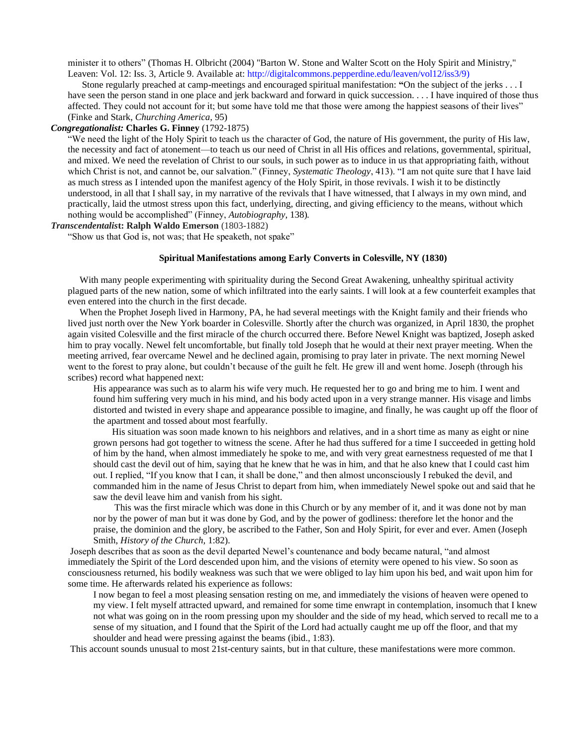minister it to others" (Thomas H. Olbricht (2004) "Barton W. Stone and Walter Scott on the Holy Spirit and Ministry," Leaven: Vol. 12: Iss. 3, Article 9. Available at: http://digitalcommons.pepperdine.edu/leaven/vol12/iss3/9)

Stone regularly preached at camp-meetings and encouraged spiritual manifestation: **"**On the subject of the jerks . . . I have seen the person stand in one place and jerk backward and forward in quick succession. . . . I have inquired of those thus affected. They could not account for it; but some have told me that those were among the happiest seasons of their lives" (Finke and Stark, *Churching America*, 95)

***Congregationalist:* Charles G. Finney** (1792-1875)

"We need the light of the Holy Spirit to teach us the character of God, the nature of His government, the purity of His law, the necessity and fact of atonement—to teach us our need of Christ in all His offices and relations, governmental, spiritual, and mixed. We need the revelation of Christ to our souls, in such power as to induce in us that appropriating faith, without which Christ is not, and cannot be, our salvation." (Finney, *Systematic Theology*, 413). "I am not quite sure that I have laid as much stress as I intended upon the manifest agency of the Holy Spirit, in those revivals. I wish it to be distinctly understood, in all that I shall say, in my narrative of the revivals that I have witnessed, that I always in my own mind, and practically, laid the utmost stress upon this fact, underlying, directing, and giving efficiency to the means, without which nothing would be accomplished" (Finney, *Autobiography*, 138).

***Transcendentalist*: Ralph Waldo Emerson** (1803-1882)

"Show us that God is, not was; that He speaketh, not spake"

**Spiritual Manifestations among Early Converts in Colesville, NY (1830)**

With many people experimenting with spirituality during the Second Great Awakening, unhealthy spiritual activity plagued parts of the new nation, some of which infiltrated into the early saints. I will look at a few counterfeit examples that even entered into the church in the first decade.

When the Prophet Joseph lived in Harmony, PA, he had several meetings with the Knight family and their friends who lived just north over the New York boarder in Colesville. Shortly after the church was organized, in April 1830, the prophet again visited Colesville and the first miracle of the church occurred there. Before Newel Knight was baptized, Joseph asked him to pray vocally. Newel felt uncomfortable, but finally told Joseph that he would at their next prayer meeting. When the meeting arrived, fear overcame Newel and he declined again, promising to pray later in private. The next morning Newel went to the forest to pray alone, but couldn't because of the guilt he felt. He grew ill and went home. Joseph (through his scribes) record what happened next:

> His appearance was such as to alarm his wife very much. He requested her to go and bring me to him. I went and found him suffering very much in his mind, and his body acted upon in a very strange manner. His visage and limbs distorted and twisted in every shape and appearance possible to imagine, and finally, he was caught up off the floor of the apartment and tossed about most fearfully.
>
> His situation was soon made known to his neighbors and relatives, and in a short time as many as eight or nine grown persons had got together to witness the scene. After he had thus suffered for a time I succeeded in getting hold of him by the hand, when almost immediately he spoke to me, and with very great earnestness requested of me that I should cast the devil out of him, saying that he knew that he was in him, and that he also knew that I could cast him out. I replied, "If you know that I can, it shall be done," and then almost unconsciously I rebuked the devil, and commanded him in the name of Jesus Christ to depart from him, when immediately Newel spoke out and said that he saw the devil leave him and vanish from his sight.
>
> This was the first miracle which was done in this Church or by any member of it, and it was done not by man nor by the power of man but it was done by God, and by the power of godliness: therefore let the honor and the praise, the dominion and the glory, be ascribed to the Father, Son and Holy Spirit, for ever and ever. Amen (Joseph Smith, *History of the Church*, 1:82).

Joseph describes that as soon as the devil departed Newel's countenance and body became natural, "and almost immediately the Spirit of the Lord descended upon him, and the visions of eternity were opened to his view. So soon as consciousness returned, his bodily weakness was such that we were obliged to lay him upon his bed, and wait upon him for some time. He afterwards related his experience as follows:

> I now began to feel a most pleasing sensation resting on me, and immediately the visions of heaven were opened to my view. I felt myself attracted upward, and remained for some time enwrapt in contemplation, insomuch that I knew not what was going on in the room pressing upon my shoulder and the side of my head, which served to recall me to a sense of my situation, and I found that the Spirit of the Lord had actually caught me up off the floor, and that my shoulder and head were pressing against the beams (ibid., 1:83).

This account sounds unusual to most 21st-century saints, but in that culture, these manifestations were more common.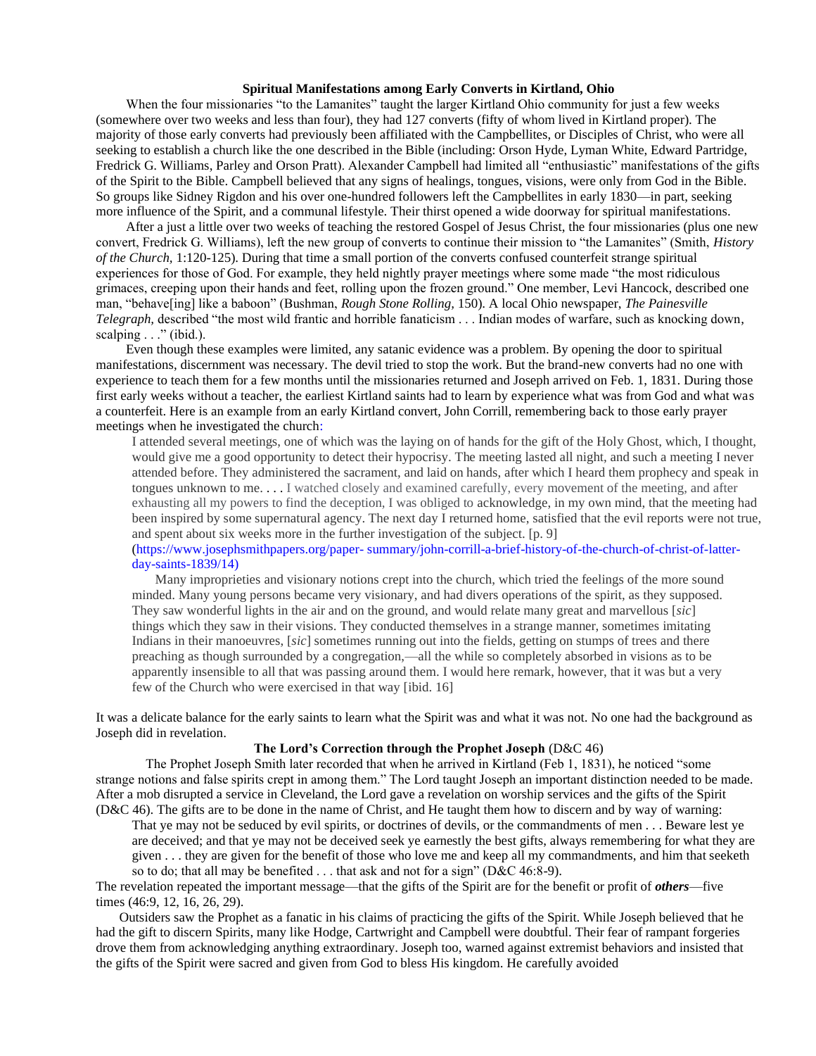### Spiritual Manifestations among Early Converts in Kirtland, Ohio

When the four missionaries "to the Lamanites" taught the larger Kirtland Ohio community for just a few weeks (somewhere over two weeks and less than four), they had 127 converts (fifty of whom lived in Kirtland proper). The majority of those early converts had previously been affiliated with the Campbellites, or Disciples of Christ, who were all seeking to establish a church like the one described in the Bible (including: Orson Hyde, Lyman White, Edward Partridge, Fredrick G. Williams, Parley and Orson Pratt). Alexander Campbell had limited all "enthusiastic" manifestations of the gifts of the Spirit to the Bible. Campbell believed that any signs of healings, tongues, visions, were only from God in the Bible. So groups like Sidney Rigdon and his over one-hundred followers left the Campbellites in early 1830—in part, seeking more influence of the Spirit, and a communal lifestyle. Their thirst opened a wide doorway for spiritual manifestations.

After a just a little over two weeks of teaching the restored Gospel of Jesus Christ, the four missionaries (plus one new convert, Fredrick G. Williams), left the new group of converts to continue their mission to "the Lamanites" (Smith, *History of the Church,* 1:120-125). During that time a small portion of the converts confused counterfeit strange spiritual experiences for those of God. For example, they held nightly prayer meetings where some made "the most ridiculous grimaces, creeping upon their hands and feet, rolling upon the frozen ground." One member, Levi Hancock, described one man, "behave[ing] like a baboon" (Bushman, *Rough Stone Rolling,* 150). A local Ohio newspaper, *The Painesville Telegraph,* described "the most wild frantic and horrible fanaticism . . . Indian modes of warfare, such as knocking down, scalping . . ." (ibid.).

Even though these examples were limited, any satanic evidence was a problem. By opening the door to spiritual manifestations, discernment was necessary. The devil tried to stop the work. But the brand-new converts had no one with experience to teach them for a few months until the missionaries returned and Joseph arrived on Feb. 1, 1831. During those first early weeks without a teacher, the earliest Kirtland saints had to learn by experience what was from God and what was a counterfeit. Here is an example from an early Kirtland convert, John Corrill, remembering back to those early prayer meetings when he investigated the church:

> I attended several meetings, one of which was the laying on of hands for the gift of the Holy Ghost, which, I thought, would give me a good opportunity to detect their hypocrisy. The meeting lasted all night, and such a meeting I never attended before. They administered the sacrament, and laid on hands, after which I heard them prophecy and speak in tongues unknown to me. . . . I watched closely and examined carefully, every movement of the meeting, and after exhausting all my powers to find the deception, I was obliged to acknowledge, in my own mind, that the meeting had been inspired by some supernatural agency. The next day I returned home, satisfied that the evil reports were not true, and spent about six weeks more in the further investigation of the subject. [p. 9]
> (https://www.josephsmithpapers.org/paper- summary/john-corrill-a-brief-history-of-the-church-of-christ-of-latter-day-saints-1839/14)
>
> Many improprieties and visionary notions crept into the church, which tried the feelings of the more sound minded. Many young persons became very visionary, and had divers operations of the spirit, as they supposed. They saw wonderful lights in the air and on the ground, and would relate many great and marvellous [*sic*] things which they saw in their visions. They conducted themselves in a strange manner, sometimes imitating Indians in their manoeuvres, [*sic*] sometimes running out into the fields, getting on stumps of trees and there preaching as though surrounded by a congregation,—all the while so completely absorbed in visions as to be apparently insensible to all that was passing around them. I would here remark, however, that it was but a very few of the Church who were exercised in that way [ibid. 16]

It was a delicate balance for the early saints to learn what the Spirit was and what it was not. No one had the background as Joseph did in revelation.

### The Lord's Correction through the Prophet Joseph (D&C 46)

The Prophet Joseph Smith later recorded that when he arrived in Kirtland (Feb 1, 1831), he noticed "some strange notions and false spirits crept in among them." The Lord taught Joseph an important distinction needed to be made. After a mob disrupted a service in Cleveland, the Lord gave a revelation on worship services and the gifts of the Spirit (D&C 46). The gifts are to be done in the name of Christ, and He taught them how to discern and by way of warning:

> That ye may not be seduced by evil spirits, or doctrines of devils, or the commandments of men . . . Beware lest ye are deceived; and that ye may not be deceived seek ye earnestly the best gifts, always remembering for what they are given . . . they are given for the benefit of those who love me and keep all my commandments, and him that seeketh so to do; that all may be benefited . . . that ask and not for a sign" (D&C 46:8-9).

The revelation repeated the important message—that the gifts of the Spirit are for the benefit or profit of ***others***—five times (46:9, 12, 16, 26, 29).

Outsiders saw the Prophet as a fanatic in his claims of practicing the gifts of the Spirit. While Joseph believed that he had the gift to discern Spirits, many like Hodge, Cartwright and Campbell were doubtful. Their fear of rampant forgeries drove them from acknowledging anything extraordinary. Joseph too, warned against extremist behaviors and insisted that the gifts of the Spirit were sacred and given from God to bless His kingdom. He carefully avoided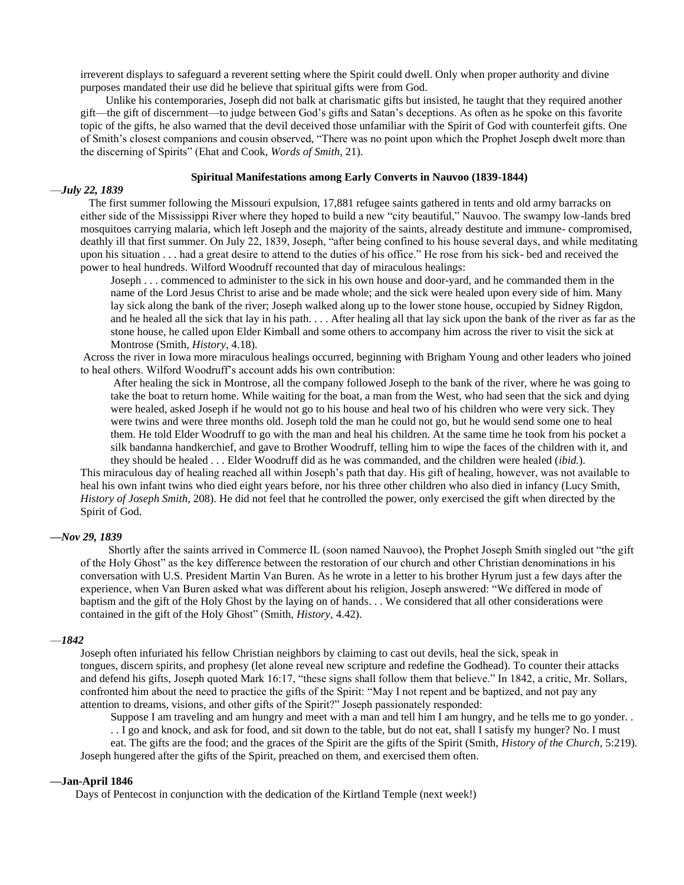irreverent displays to safeguard a reverent setting where the Spirit could dwell. Only when proper authority and divine purposes mandated their use did he believe that spiritual gifts were from God.

Unlike his contemporaries, Joseph did not balk at charismatic gifts but insisted, he taught that they required another gift—the gift of discernment—to judge between God's gifts and Satan's deceptions. As often as he spoke on this favorite topic of the gifts, he also warned that the devil deceived those unfamiliar with the Spirit of God with counterfeit gifts. One of Smith's closest companions and cousin observed, "There was no point upon which the Prophet Joseph dwelt more than the discerning of Spirits" (Ehat and Cook, *Words of Smith,* 21).

**Spiritual Manifestations among Early Converts in Nauvoo (1839-1844)**

—***July 22, 1839***

The first summer following the Missouri expulsion, 17,881 refugee saints gathered in tents and old army barracks on either side of the Mississippi River where they hoped to build a new "city beautiful," Nauvoo. The swampy low-lands bred mosquitoes carrying malaria, which left Joseph and the majority of the saints, already destitute and immune- compromised, deathly ill that first summer. On July 22, 1839, Joseph, "after being confined to his house several days, and while meditating upon his situation . . . had a great desire to attend to the duties of his office." He rose from his sick- bed and received the power to heal hundreds. Wilford Woodruff recounted that day of miraculous healings:

> Joseph . . . commenced to administer to the sick in his own house and door-yard, and he commanded them in the name of the Lord Jesus Christ to arise and be made whole; and the sick were healed upon every side of him. Many lay sick along the bank of the river; Joseph walked along up to the lower stone house, occupied by Sidney Rigdon, and he healed all the sick that lay in his path. . . . After healing all that lay sick upon the bank of the river as far as the stone house, he called upon Elder Kimball and some others to accompany him across the river to visit the sick at Montrose (Smith, *History*, 4.18).

Across the river in Iowa more miraculous healings occurred, beginning with Brigham Young and other leaders who joined to heal others. Wilford Woodruff's account adds his own contribution:

> After healing the sick in Montrose, all the company followed Joseph to the bank of the river, where he was going to take the boat to return home. While waiting for the boat, a man from the West, who had seen that the sick and dying were healed, asked Joseph if he would not go to his house and heal two of his children who were very sick. They were twins and were three months old. Joseph told the man he could not go, but he would send some one to heal them. He told Elder Woodruff to go with the man and heal his children. At the same time he took from his pocket a silk bandanna handkerchief, and gave to Brother Woodruff, telling him to wipe the faces of the children with it, and they should be healed . . . Elder Woodruff did as he was commanded, and the children were healed (*ibid.*).

This miraculous day of healing reached all within Joseph's path that day. His gift of healing, however, was not available to heal his own infant twins who died eight years before, nor his three other children who also died in infancy (Lucy Smith, *History of Joseph Smith*, 208). He did not feel that he controlled the power, only exercised the gift when directed by the Spirit of God.

***—Nov 29, 1839***

Shortly after the saints arrived in Commerce IL (soon named Nauvoo), the Prophet Joseph Smith singled out "the gift of the Holy Ghost" as the key difference between the restoration of our church and other Christian denominations in his conversation with U.S. President Martin Van Buren. As he wrote in a letter to his brother Hyrum just a few days after the experience, when Van Buren asked what was different about his religion, Joseph answered: "We differed in mode of baptism and the gift of the Holy Ghost by the laying on of hands. . . We considered that all other considerations were contained in the gift of the Holy Ghost" (Smith, *History,* 4.42).

—***1842***

Joseph often infuriated his fellow Christian neighbors by claiming to cast out devils, heal the sick, speak in tongues, discern spirits, and prophesy (let alone reveal new scripture and redefine the Godhead). To counter their attacks and defend his gifts, Joseph quoted Mark 16:17, "these signs shall follow them that believe." In 1842, a critic, Mr. Sollars, confronted him about the need to practice the gifts of the Spirit: "May I not repent and be baptized, and not pay any attention to dreams, visions, and other gifts of the Spirit?" Joseph passionately responded:

> Suppose I am traveling and am hungry and meet with a man and tell him I am hungry, and he tells me to go yonder. . . . I go and knock, and ask for food, and sit down to the table, but do not eat, shall I satisfy my hunger? No. I must eat. The gifts are the food; and the graces of the Spirit are the gifts of the Spirit (Smith, *History of the Church*, 5:219).

Joseph hungered after the gifts of the Spirit, preached on them, and exercised them often.

**—Jan-April 1846**

Days of Pentecost in conjunction with the dedication of the Kirtland Temple (next week!)